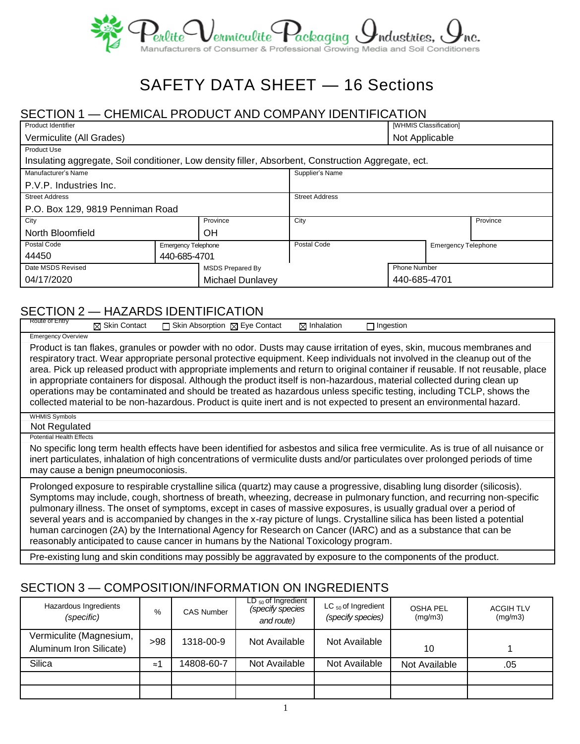**Perlite Vermiculite Packaging Industries, Inc.**
Manufacturers of Consumer & Professional Growing Media and Soil Conditioners

# SAFETY DATA SHEET — 16 Sections

## SECTION 1 — CHEMICAL PRODUCT AND COMPANY IDENTIFICATION

| Product Identifier | | | [WHMIS Classification] |
|---|---|---|---|
| Vermiculite (All Grades) | | | Not Applicable |

**Product Use**
Insulating aggregate, Soil conditioner, Low density filler, Absorbent, Construction Aggregate, ect.

| Manufacturer's Name | | Supplier's Name | |
|---|---|---|---|
| P.V.P. Industries Inc. | | | |
| **Street Address** | | **Street Address** | |
| P.O. Box 129, 9819 Penniman Road | | | |
| **City** | **Province** | **City** | **Province** |
| North Bloomfield | OH | | |
| **Postal Code** | **Emergency Telephone** | **Postal Code** | **Emergency Telephone** |
| 44450 | 440-685-4701 | | |
| **Date MSDS Revised** | **MSDS Prepared By** | **Phone Number** | |
| 04/17/2020 | Michael Dunlavey | 440-685-4701 | |

## SECTION 2 — HAZARDS IDENTIFICATION

**Route of Entry**
☒ Skin Contact ☐ Skin Absorption ☒ Eye Contact ☒ Inhalation ☐ Ingestion

**Emergency Overview**

Product is tan flakes, granules or powder with no odor. Dusts may cause irritation of eyes, skin, mucous membranes and respiratory tract. Wear appropriate personal protective equipment. Keep individuals not involved in the cleanup out of the area. Pick up released product with appropriate implements and return to original container if reusable. If not reusable, place in appropriate containers for disposal. Although the product itself is non-hazardous, material collected during clean up operations may be contaminated and should be treated as hazardous unless specific testing, including TCLP, shows the collected material to be non-hazardous. Product is quite inert and is not expected to present an environmental hazard.

**WHMIS Symbols**

Not Regulated

**Potential Health Effects**

No specific long term health effects have been identified for asbestos and silica free vermiculite. As is true of all nuisance or inert particulates, inhalation of high concentrations of vermiculite dusts and/or particulates over prolonged periods of time may cause a benign pneumoconiosis.

Prolonged exposure to respirable crystalline silica (quartz) may cause a progressive, disabling lung disorder (silicosis). Symptoms may include, cough, shortness of breath, wheezing, decrease in pulmonary function, and recurring non-specific pulmonary illness. The onset of symptoms, except in cases of massive exposures, is usually gradual over a period of several years and is accompanied by changes in the x-ray picture of lungs. Crystalline silica has been listed a potential human carcinogen (2A) by the International Agency for Research on Cancer (IARC) and as a substance that can be reasonably anticipated to cause cancer in humans by the National Toxicology program.

Pre-existing lung and skin conditions may possibly be aggravated by exposure to the components of the product.

## SECTION 3 — COMPOSITION/INFORMATION ON INGREDIENTS

| Hazardous Ingredients *(specific)* | % | CAS Number | $LD_{50}$ of Ingredient *(specify species and route)* | $LC_{50}$ of Ingredient *(specify species)* | OSHA PEL (mg/m3) | ACGIH TLV (mg/m3) |
|---|---|---|---|---|---|---|
| Vermiculite (Magnesium, Aluminum Iron Silicate) | >98 | 1318-00-9 | Not Available | Not Available | 10 | 1 |
| Silica | ≈1 | 14808-60-7 | Not Available | Not Available | Not Available | .05 |
| | | | | | | |
| | | | | | | |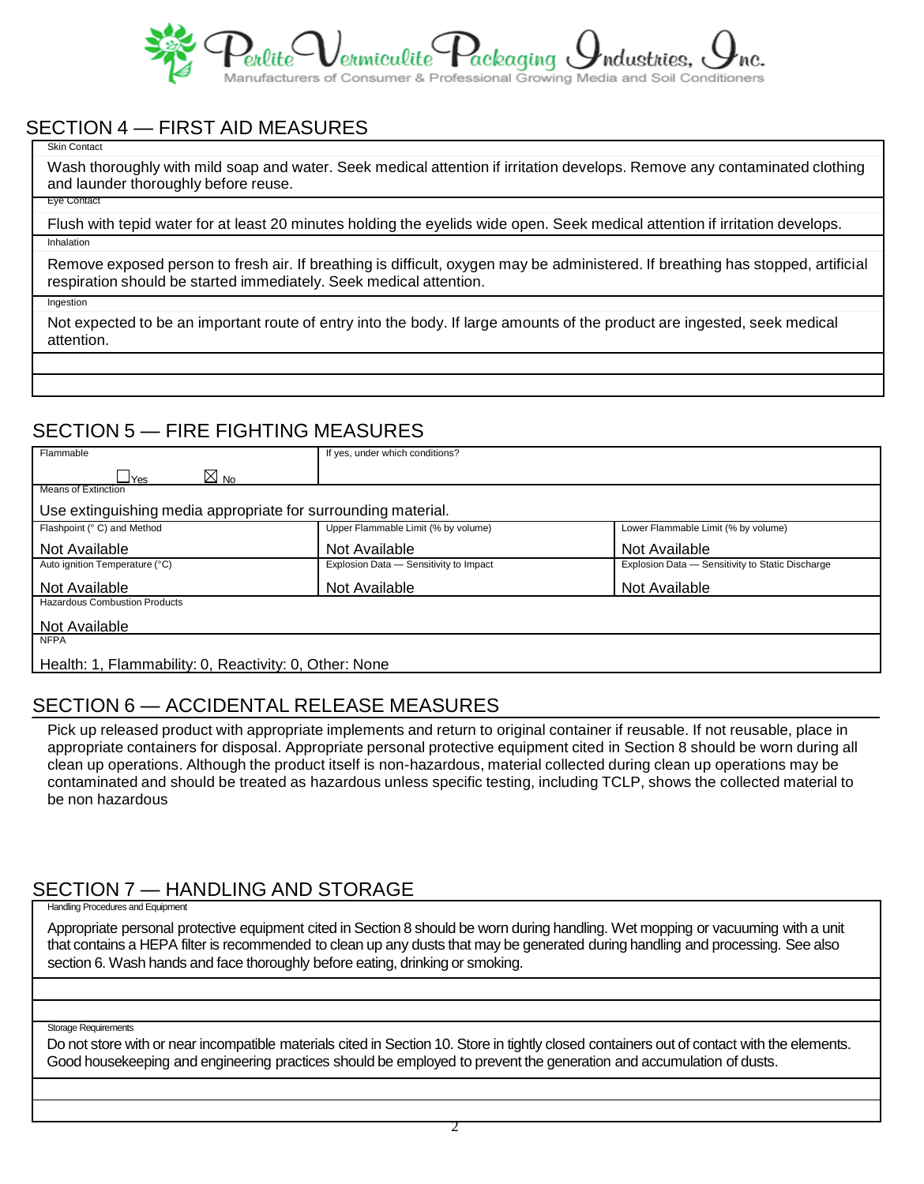Perlite Vermiculite Packaging Industries, Inc.
Manufacturers of Consumer & Professional Growing Media and Soil Conditioners

## SECTION 4 — FIRST AID MEASURES

**Skin Contact**

Wash thoroughly with mild soap and water. Seek medical attention if irritation develops. Remove any contaminated clothing and launder thoroughly before reuse.

**Eye Contact**

Flush with tepid water for at least 20 minutes holding the eyelids wide open. Seek medical attention if irritation develops.

**Inhalation**

Remove exposed person to fresh air. If breathing is difficult, oxygen may be administered. If breathing has stopped, artificial respiration should be started immediately. Seek medical attention.

**Ingestion**

Not expected to be an important route of entry into the body. If large amounts of the product are ingested, seek medical attention.

## SECTION 5 — FIRE FIGHTING MEASURES

| Flammable | If yes, under which conditions? | |
|---|---|---|
| ☐ Yes ☒ No | | |
| **Means of Extinction** | | |
| Use extinguishing media appropriate for surrounding material. | | |
| **Flashpoint (° C) and Method** | **Upper Flammable Limit (% by volume)** | **Lower Flammable Limit (% by volume)** |
| Not Available | Not Available | Not Available |
| **Auto ignition Temperature (°C)** | **Explosion Data — Sensitivity to Impact** | **Explosion Data — Sensitivity to Static Discharge** |
| Not Available | Not Available | Not Available |
| **Hazardous Combustion Products** | | |
| Not Available | | |
| **NFPA** | | |
| Health: 1, Flammability: 0, Reactivity: 0, Other: None | | |

## SECTION 6 — ACCIDENTAL RELEASE MEASURES

Pick up released product with appropriate implements and return to original container if reusable. If not reusable, place in appropriate containers for disposal. Appropriate personal protective equipment cited in Section 8 should be worn during all clean up operations. Although the product itself is non-hazardous, material collected during clean up operations may be contaminated and should be treated as hazardous unless specific testing, including TCLP, shows the collected material to be non hazardous

## SECTION 7 — HANDLING AND STORAGE

**Handling Procedures and Equipment**

Appropriate personal protective equipment cited in Section 8 should be worn during handling. Wet mopping or vacuuming with a unit that contains a HEPA filter is recommended to clean up any dusts that may be generated during handling and processing. See also section 6. Wash hands and face thoroughly before eating, drinking or smoking.

**Storage Requirements**

Do not store with or near incompatible materials cited in Section 10. Store in tightly closed containers out of contact with the elements. Good housekeeping and engineering practices should be employed to prevent the generation and accumulation of dusts.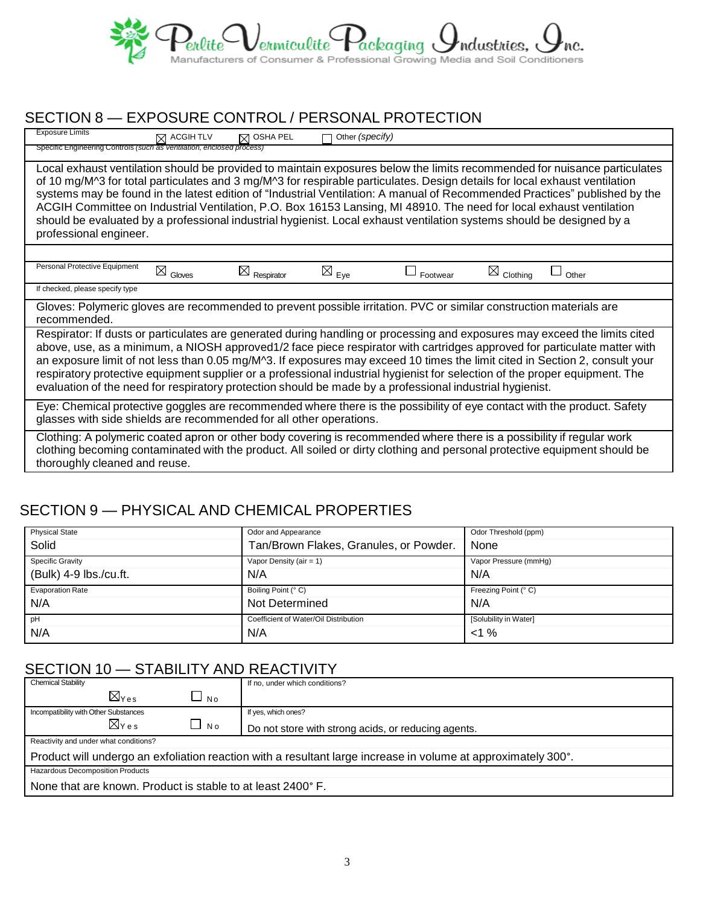Perlite Vermiculite Packaging Industries, Inc.
Manufacturers of Consumer & Professional Growing Media and Soil Conditioners

## SECTION 8 — EXPOSURE CONTROL / PERSONAL PROTECTION

Exposure Limits ☒ ACGIH TLV ☒ OSHA PEL ☐ Other *(specify)*

Specific Engineering Controls *(such as ventilation, enclosed process)*

Local exhaust ventilation should be provided to maintain exposures below the limits recommended for nuisance particulates of 10 mg/M^3 for total particulates and 3 mg/M^3 for respirable particulates. Design details for local exhaust ventilation systems may be found in the latest edition of "Industrial Ventilation: A manual of Recommended Practices" published by the ACGIH Committee on Industrial Ventilation, P.O. Box 16153 Lansing, MI 48910. The need for local exhaust ventilation should be evaluated by a professional industrial hygienist. Local exhaust ventilation systems should be designed by a professional engineer.

Personal Protective Equipment ☒ Gloves ☒ Respirator ☒ Eye ☐ Footwear ☒ Clothing ☐ Other

If checked, please specify type

Gloves: Polymeric gloves are recommended to prevent possible irritation. PVC or similar construction materials are recommended.

Respirator: If dusts or particulates are generated during handling or processing and exposures may exceed the limits cited above, use, as a minimum, a NIOSH approved1/2 face piece respirator with cartridges approved for particulate matter with an exposure limit of not less than 0.05 mg/M^3. If exposures may exceed 10 times the limit cited in Section 2, consult your respiratory protective equipment supplier or a professional industrial hygienist for selection of the proper equipment. The evaluation of the need for respiratory protection should be made by a professional industrial hygienist.

Eye: Chemical protective goggles are recommended where there is the possibility of eye contact with the product. Safety glasses with side shields are recommended for all other operations.

Clothing: A polymeric coated apron or other body covering is recommended where there is a possibility if regular work clothing becoming contaminated with the product. All soiled or dirty clothing and personal protective equipment should be thoroughly cleaned and reuse.

## SECTION 9 — PHYSICAL AND CHEMICAL PROPERTIES

| Physical State | Odor and Appearance | Odor Threshold (ppm) |
|---|---|---|
| Solid | Tan/Brown Flakes, Granules, or Powder. | None |
| **Specific Gravity** | **Vapor Density (air = 1)** | **Vapor Pressure (mmHg)** |
| (Bulk) 4-9 lbs./cu.ft. | N/A | N/A |
| **Evaporation Rate** | **Boiling Point (° C)** | **Freezing Point (° C)** |
| N/A | Not Determined | N/A |
| **pH** | **Coefficient of Water/Oil Distribution** | **[Solubility in Water]** |
| N/A | N/A | <1 % |

## SECTION 10 — STABILITY AND REACTIVITY

| Chemical Stability | If no, under which conditions? |
|---|---|
| ☒ Yes ☐ No | |
| **Incompatibility with Other Substances** | **If yes, which ones?** |
| ☒ Yes ☐ No | Do not store with strong acids, or reducing agents. |

Reactivity and under what conditions?

Product will undergo an exfoliation reaction with a resultant large increase in volume at approximately 300°.

Hazardous Decomposition Products

None that are known. Product is stable to at least 2400° F.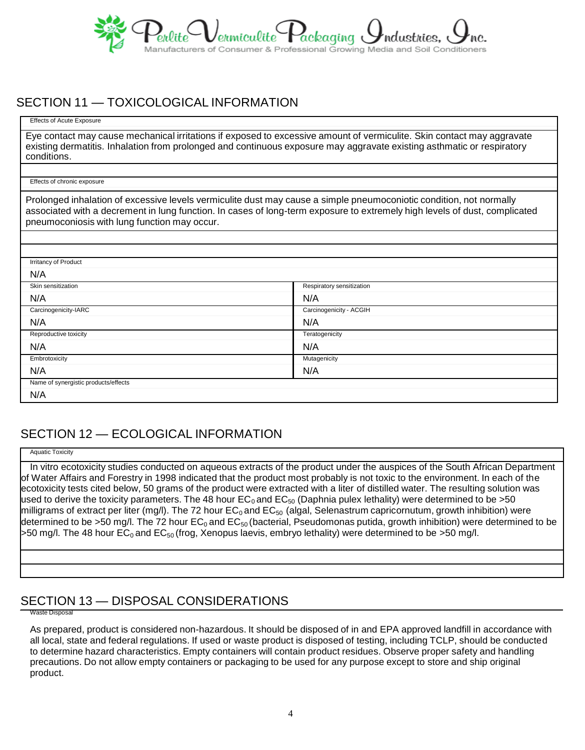## SECTION 11 — TOXICOLOGICAL INFORMATION

**Effects of Acute Exposure**

Eye contact may cause mechanical irritations if exposed to excessive amount of vermiculite. Skin contact may aggravate existing dermatitis. Inhalation from prolonged and continuous exposure may aggravate existing asthmatic or respiratory conditions.

**Effects of chronic exposure**

Prolonged inhalation of excessive levels vermiculite dust may cause a simple pneumoconiotic condition, not normally associated with a decrement in lung function. In cases of long-term exposure to extremely high levels of dust, complicated pneumoconiosis with lung function may occur.

**Irritancy of Product**

N/A

| Skin sensitization | Respiratory sensitization |
|---|---|
| N/A | N/A |
| **Carcinogenicity-IARC** | **Carcinogenicity - ACGIH** |
| N/A | N/A |
| **Reproductive toxicity** | **Teratogenicity** |
| N/A | N/A |
| **Embrotoxicity** | **Mutagenicity** |
| N/A | N/A |

**Name of synergistic products/effects**

N/A

## SECTION 12 — ECOLOGICAL INFORMATION

**Aquatic Toxicity**

In vitro ecotoxicity studies conducted on aqueous extracts of the product under the auspices of the South African Department of Water Affairs and Forestry in 1998 indicated that the product most probably is not toxic to the environment. In each of the ecotoxicity tests cited below, 50 grams of the product were extracted with a liter of distilled water. The resulting solution was used to derive the toxicity parameters. The 48 hour $EC_0$ and $EC_{50}$ (Daphnia pulex lethality) were determined to be >50 milligrams of extract per liter (mg/l). The 72 hour $EC_0$ and $EC_{50}$ (algal, Selenastrum capricornutum, growth inhibition) were determined to be >50 mg/l. The 72 hour $EC_0$ and $EC_{50}$ (bacterial, Pseudomonas putida, growth inhibition) were determined to be >50 mg/l. The 48 hour $EC_0$ and $EC_{50}$ (frog, Xenopus laevis, embryo lethality) were determined to be >50 mg/l.

## SECTION 13 — DISPOSAL CONSIDERATIONS

**Waste Disposal**

As prepared, product is considered non-hazardous. It should be disposed of in and EPA approved landfill in accordance with all local, state and federal regulations. If used or waste product is disposed of testing, including TCLP, should be conducted to determine hazard characteristics. Empty containers will contain product residues. Observe proper safety and handling precautions. Do not allow empty containers or packaging to be used for any purpose except to store and ship original product.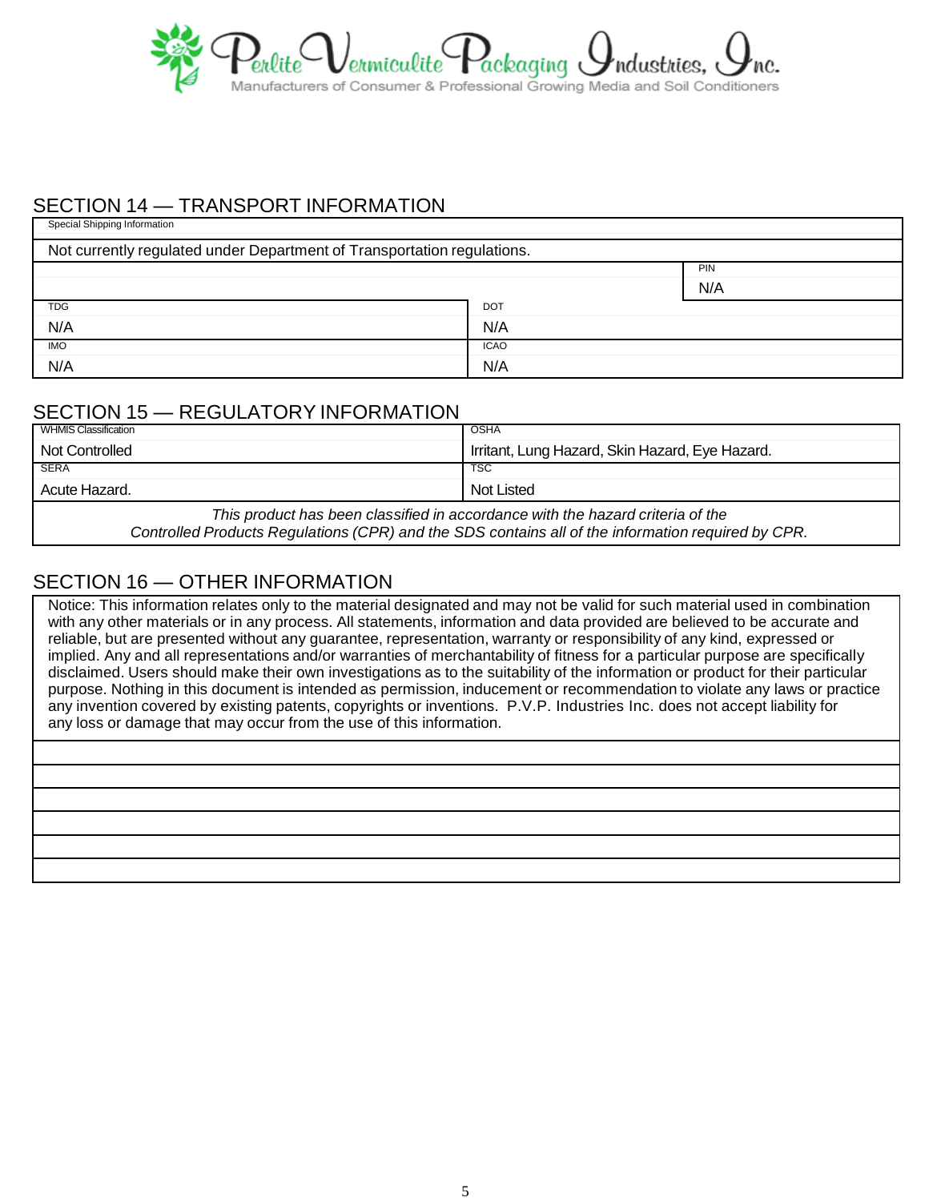Perlite Vermiculite Packaging Industries, Inc.
Manufacturers of Consumer & Professional Growing Media and Soil Conditioners

## SECTION 14 — TRANSPORT INFORMATION

| Special Shipping Information | |
|---|---|
| Not currently regulated under Department of Transportation regulations. | |
| | PIN<br>N/A |
| TDG<br>N/A | DOT<br>N/A |
| IMO<br>N/A | ICAO<br>N/A |

## SECTION 15 — REGULATORY INFORMATION

| WHMIS Classification | OSHA |
|---|---|
| Not Controlled | Irritant, Lung Hazard, Skin Hazard, Eye Hazard. |
| SERA<br>Acute Hazard. | TSC<br>Not Listed |

*This product has been classified in accordance with the hazard criteria of the Controlled Products Regulations (CPR) and the SDS contains all of the information required by CPR.*

## SECTION 16 — OTHER INFORMATION

Notice: This information relates only to the material designated and may not be valid for such material used in combination with any other materials or in any process. All statements, information and data provided are believed to be accurate and reliable, but are presented without any guarantee, representation, warranty or responsibility of any kind, expressed or implied. Any and all representations and/or warranties of merchantability of fitness for a particular purpose are specifically disclaimed. Users should make their own investigations as to the suitability of the information or product for their particular purpose. Nothing in this document is intended as permission, inducement or recommendation to violate any laws or practice any invention covered by existing patents, copyrights or inventions. P.V.P. Industries Inc. does not accept liability for any loss or damage that may occur from the use of this information.